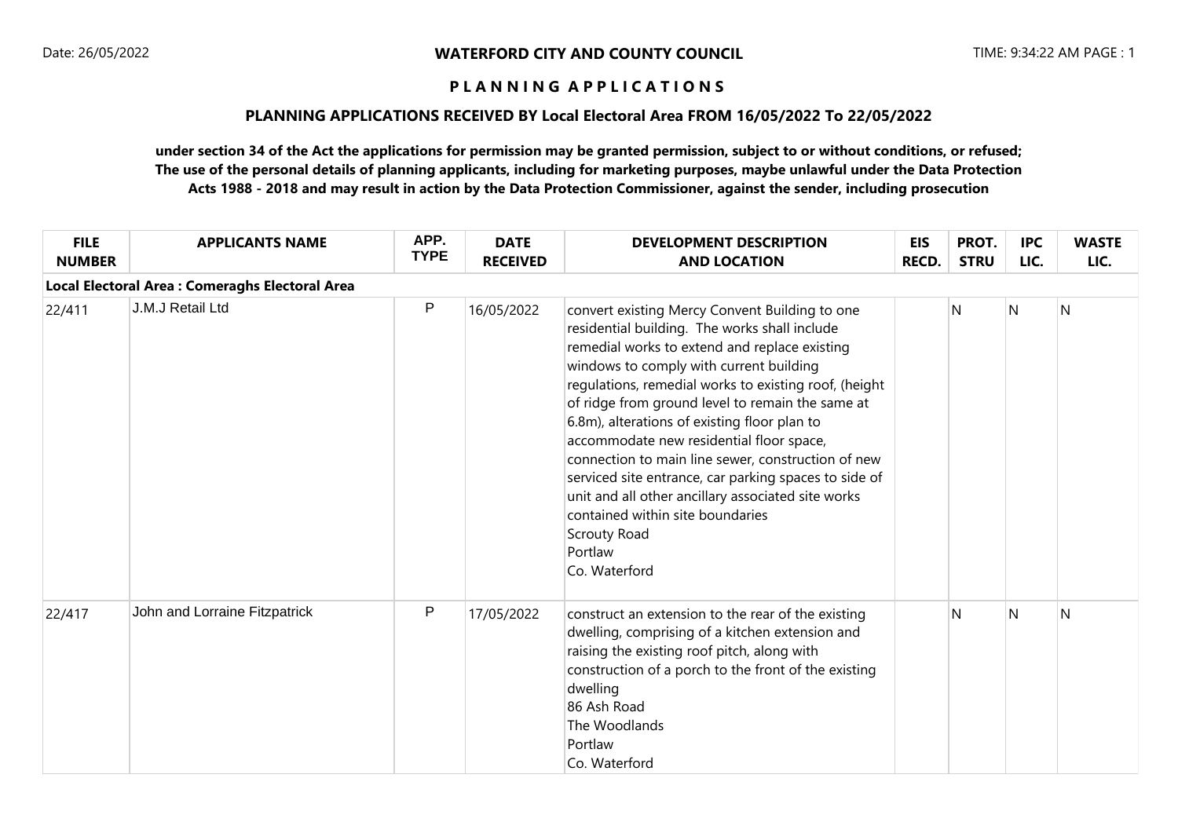Date: 26/05/2022

**WATERFORD CITY AND COUNTY COUNCIL**

TIME: 9:34:22 AM PAGE : 1

## PLANNING APPLICATIONS

### PLANNING APPLICATIONS RECEIVED BY Local Electoral Area FROM 16/05/2022 To 22/05/2022

**under section 34 of the Act the applications for permission may be granted permission, subject to or without conditions, or refused; The use of the personal details of planning applicants, including for marketing purposes, maybe unlawful under the Data Protection Acts 1988 - 2018 and may result in action by the Data Protection Commissioner, against the sender, including prosecution**

| FILE NUMBER | APPLICANTS NAME | APP. TYPE | DATE RECEIVED | DEVELOPMENT DESCRIPTION AND LOCATION | EIS RECD. | PROT. STRU | IPC LIC. | WASTE LIC. |
|---|---|---|---|---|---|---|---|---|
| **Local Electoral Area : Comeraghs Electoral Area** | | | | | | | | |
| 22/411 | J.M.J Retail Ltd | P | 16/05/2022 | convert existing Mercy Convent Building to one residential building. The works shall include remedial works to extend and replace existing windows to comply with current building regulations, remedial works to existing roof, (height of ridge from ground level to remain the same at 6.8m), alterations of existing floor plan to accommodate new residential floor space, connection to main line sewer, construction of new serviced site entrance, car parking spaces to side of unit and all other ancillary associated site works contained within site boundaries Scrouty Road Portlaw Co. Waterford | | N | N | N |
| 22/417 | John and Lorraine Fitzpatrick | P | 17/05/2022 | construct an extension to the rear of the existing dwelling, comprising of a kitchen extension and raising the existing roof pitch, along with construction of a porch to the front of the existing dwelling 86 Ash Road The Woodlands Portlaw Co. Waterford | | N | N | N |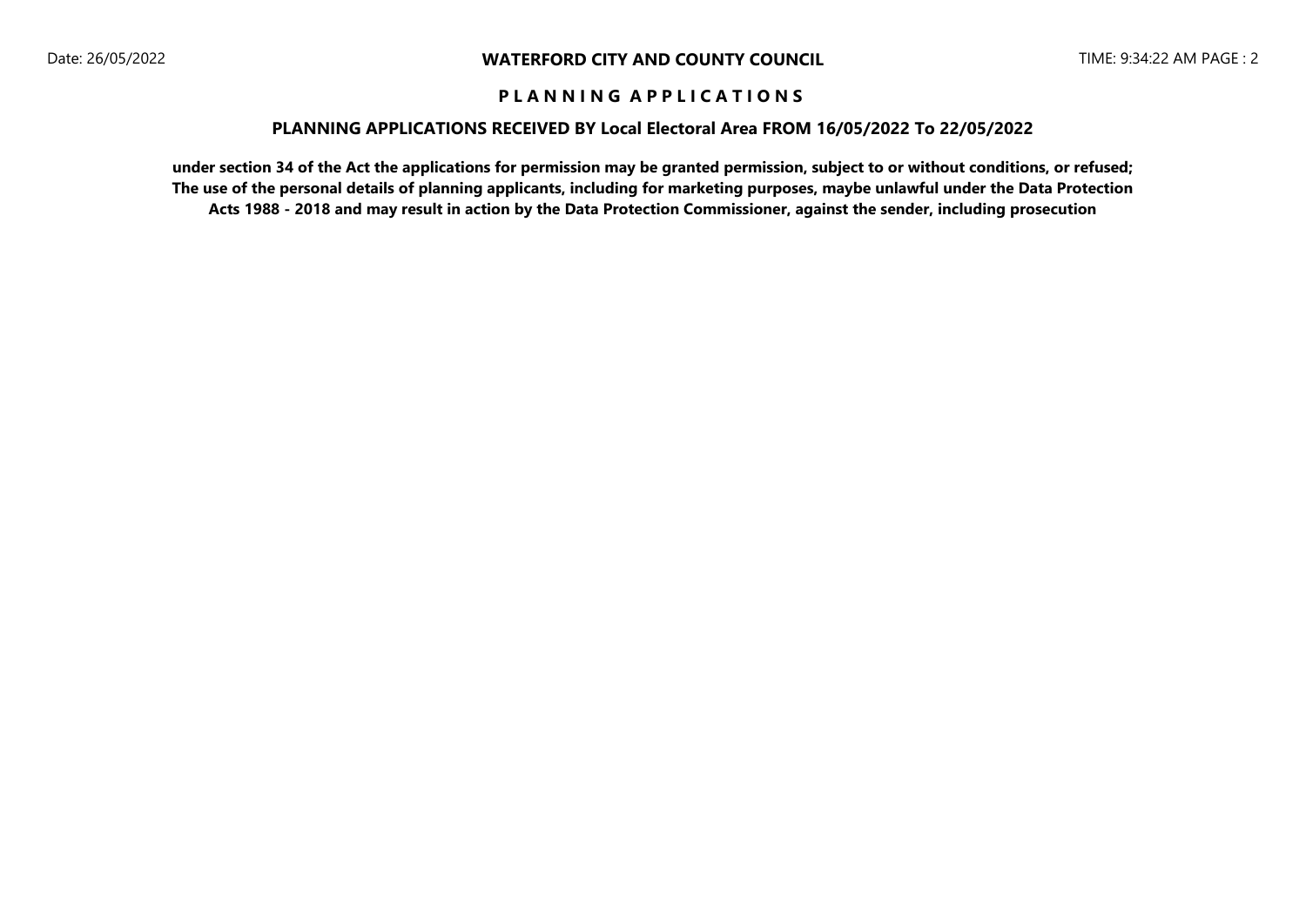## P L A N N I N G   A P P L I C A T I O N S

### PLANNING APPLICATIONS RECEIVED BY Local Electoral Area FROM 16/05/2022 To 22/05/2022

**under section 34 of the Act the applications for permission may be granted permission, subject to or without conditions, or refused; The use of the personal details of planning applicants, including for marketing purposes, maybe unlawful under the Data Protection Acts 1988 - 2018 and may result in action by the Data Protection Commissioner, against the sender, including prosecution**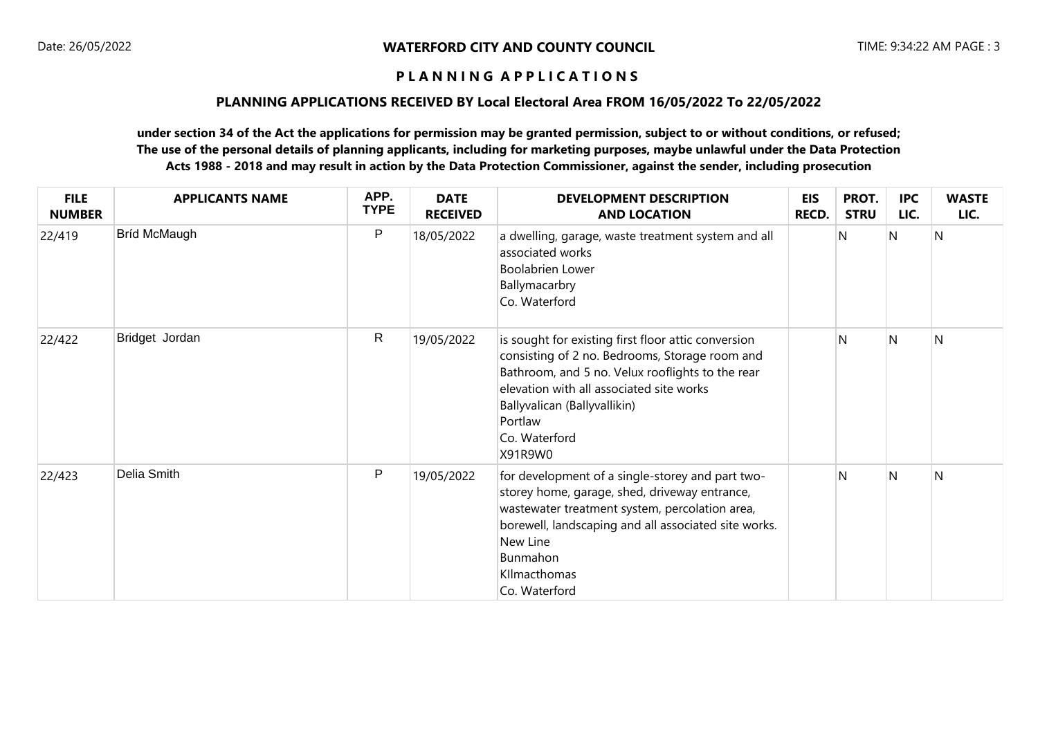**WATERFORD CITY AND COUNTY COUNCIL**

**P L A N N I N G A P P L I C A T I O N S**

**PLANNING APPLICATIONS RECEIVED BY Local Electoral Area FROM 16/05/2022 To 22/05/2022**

**under section 34 of the Act the applications for permission may be granted permission, subject to or without conditions, or refused; The use of the personal details of planning applicants, including for marketing purposes, maybe unlawful under the Data Protection Acts 1988 - 2018 and may result in action by the Data Protection Commissioner, against the sender, including prosecution**

| FILE NUMBER | APPLICANTS NAME | APP. TYPE | DATE RECEIVED | DEVELOPMENT DESCRIPTION AND LOCATION | EIS RECD. | PROT. STRU | IPC LIC. | WASTE LIC. |
|---|---|---|---|---|---|---|---|---|
| 22/419 | Bríd McMaugh | P | 18/05/2022 | a dwelling, garage, waste treatment system and all associated works<br>Boolabrien Lower<br>Ballymacarbry<br>Co. Waterford | | N | N | N |
| 22/422 | Bridget Jordan | R | 19/05/2022 | is sought for existing first floor attic conversion consisting of 2 no. Bedrooms, Storage room and Bathroom, and 5 no. Velux rooflights to the rear elevation with all associated site works<br>Ballyvalican (Ballyvallikin)<br>Portlaw<br>Co. Waterford<br>X91R9W0 | | N | N | N |
| 22/423 | Delia Smith | P | 19/05/2022 | for development of a single-storey and part two-storey home, garage, shed, driveway entrance, wastewater treatment system, percolation area, borewell, landscaping and all associated site works.<br>New Line<br>Bunmahon<br>KIlmacthomas<br>Co. Waterford | | N | N | N |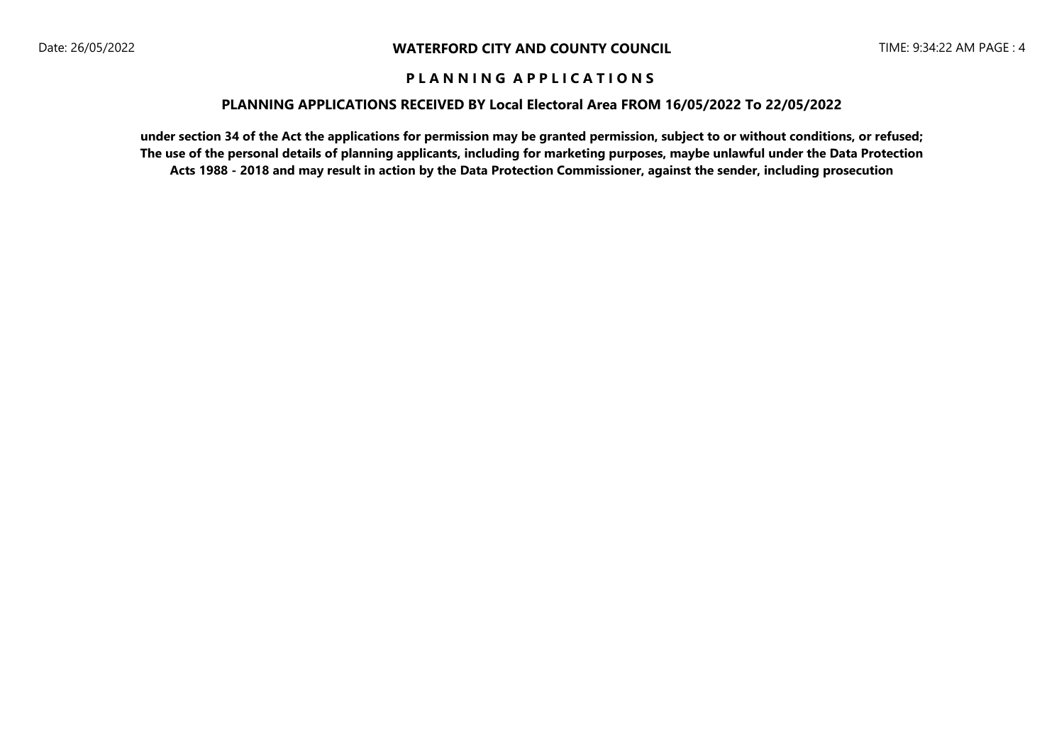# WATERFORD CITY AND COUNTY COUNCIL

## P L A N N I N G   A P P L I C A T I O N S

### PLANNING APPLICATIONS RECEIVED BY Local Electoral Area FROM 16/05/2022 To 22/05/2022

**under section 34 of the Act the applications for permission may be granted permission, subject to or without conditions, or refused; The use of the personal details of planning applicants, including for marketing purposes, maybe unlawful under the Data Protection Acts 1988 - 2018 and may result in action by the Data Protection Commissioner, against the sender, including prosecution**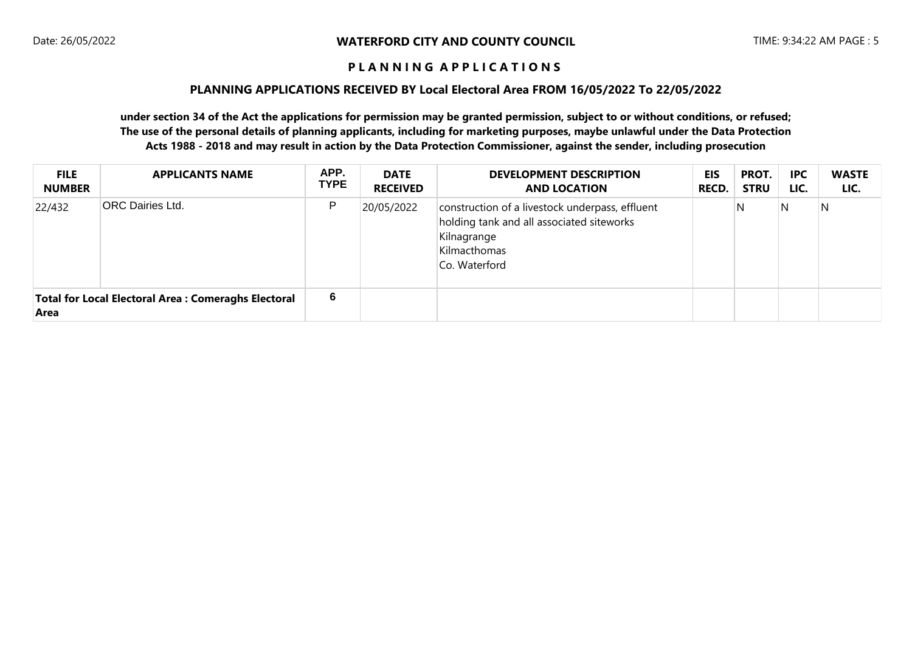**WATERFORD CITY AND COUNTY COUNCIL**

**P L A N N I N G   A P P L I C A T I O N S**

**PLANNING APPLICATIONS RECEIVED BY Local Electoral Area FROM 16/05/2022 To 22/05/2022**

**under section 34 of the Act the applications for permission may be granted permission, subject to or without conditions, or refused; The use of the personal details of planning applicants, including for marketing purposes, maybe unlawful under the Data Protection Acts 1988 - 2018 and may result in action by the Data Protection Commissioner, against the sender, including prosecution**

| FILE NUMBER | APPLICANTS NAME | APP. TYPE | DATE RECEIVED | DEVELOPMENT DESCRIPTION AND LOCATION | EIS RECD. | PROT. STRU | IPC LIC. | WASTE LIC. |
|---|---|---|---|---|---|---|---|---|
| 22/432 | ORC Dairies Ltd. | P | 20/05/2022 | construction of a livestock underpass, effluent holding tank and all associated siteworks<br>Kilnagrange<br>Kilmacthomas<br>Co. Waterford | | N | N | N |
| **Total for Local Electoral Area : Comeraghs Electoral Area** | | 6 | | | | | | |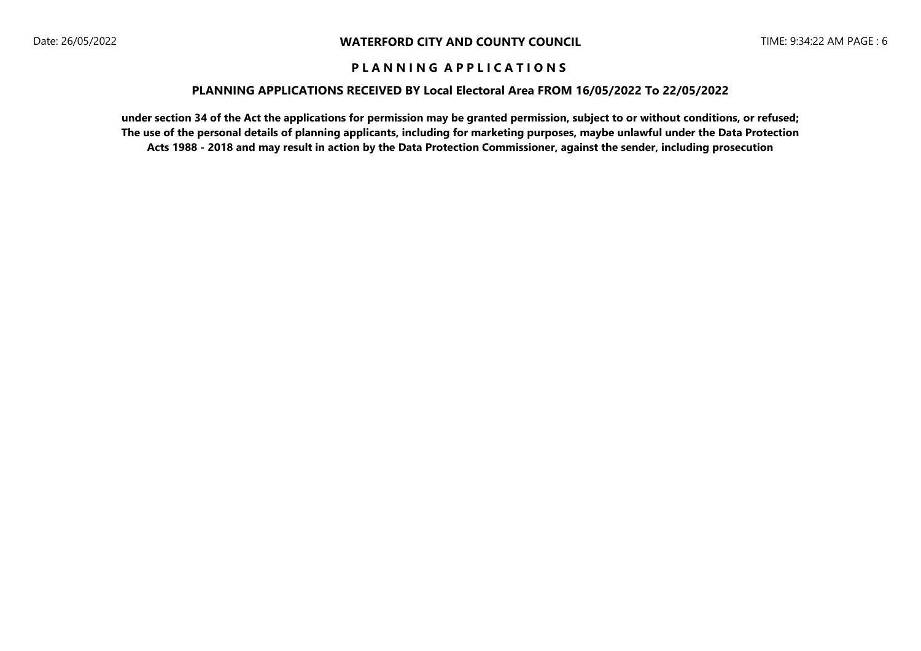**WATERFORD CITY AND COUNTY COUNCIL**

## P L A N N I N G A P P L I C A T I O N S

### PLANNING APPLICATIONS RECEIVED BY Local Electoral Area FROM 16/05/2022 To 22/05/2022

**under section 34 of the Act the applications for permission may be granted permission, subject to or without conditions, or refused; The use of the personal details of planning applicants, including for marketing purposes, maybe unlawful under the Data Protection Acts 1988 - 2018 and may result in action by the Data Protection Commissioner, against the sender, including prosecution**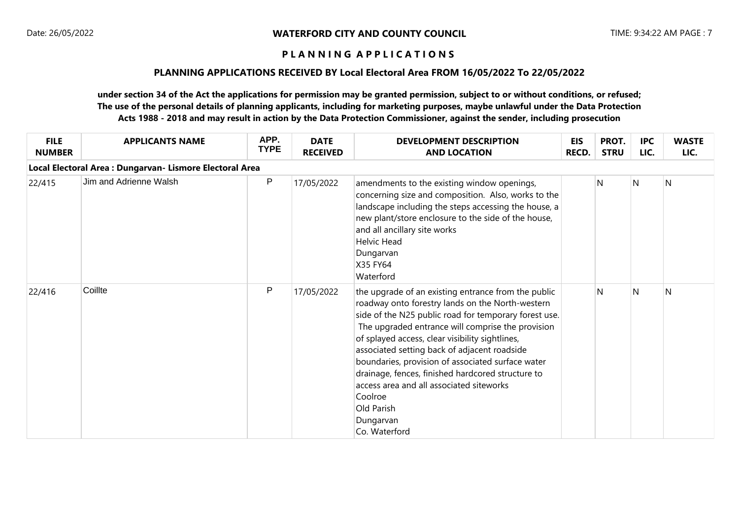**WATERFORD CITY AND COUNTY COUNCIL**

**P L A N N I N G A P P L I C A T I O N S**

**PLANNING APPLICATIONS RECEIVED BY Local Electoral Area FROM 16/05/2022 To 22/05/2022**

**under section 34 of the Act the applications for permission may be granted permission, subject to or without conditions, or refused; The use of the personal details of planning applicants, including for marketing purposes, maybe unlawful under the Data Protection Acts 1988 - 2018 and may result in action by the Data Protection Commissioner, against the sender, including prosecution**

| FILE NUMBER | APPLICANTS NAME | APP. TYPE | DATE RECEIVED | DEVELOPMENT DESCRIPTION AND LOCATION | EIS RECD. | PROT. STRU | IPC LIC. | WASTE LIC. |
|---|---|---|---|---|---|---|---|---|
| **Local Electoral Area : Dungarvan- Lismore Electoral Area** | | | | | | | | |
| 22/415 | Jim and Adrienne Walsh | P | 17/05/2022 | amendments to the existing window openings, concerning size and composition. Also, works to the landscape including the steps accessing the house, a new plant/store enclosure to the side of the house, and all ancillary site works<br>Helvic Head<br>Dungarvan<br>X35 FY64<br>Waterford | | N | N | N |
| 22/416 | Coillte | P | 17/05/2022 | the upgrade of an existing entrance from the public roadway onto forestry lands on the North-western side of the N25 public road for temporary forest use. The upgraded entrance will comprise the provision of splayed access, clear visibility sightlines, associated setting back of adjacent roadside boundaries, provision of associated surface water drainage, fences, finished hardcored structure to access area and all associated siteworks<br>Coolroe<br>Old Parish<br>Dungarvan<br>Co. Waterford | | N | N | N |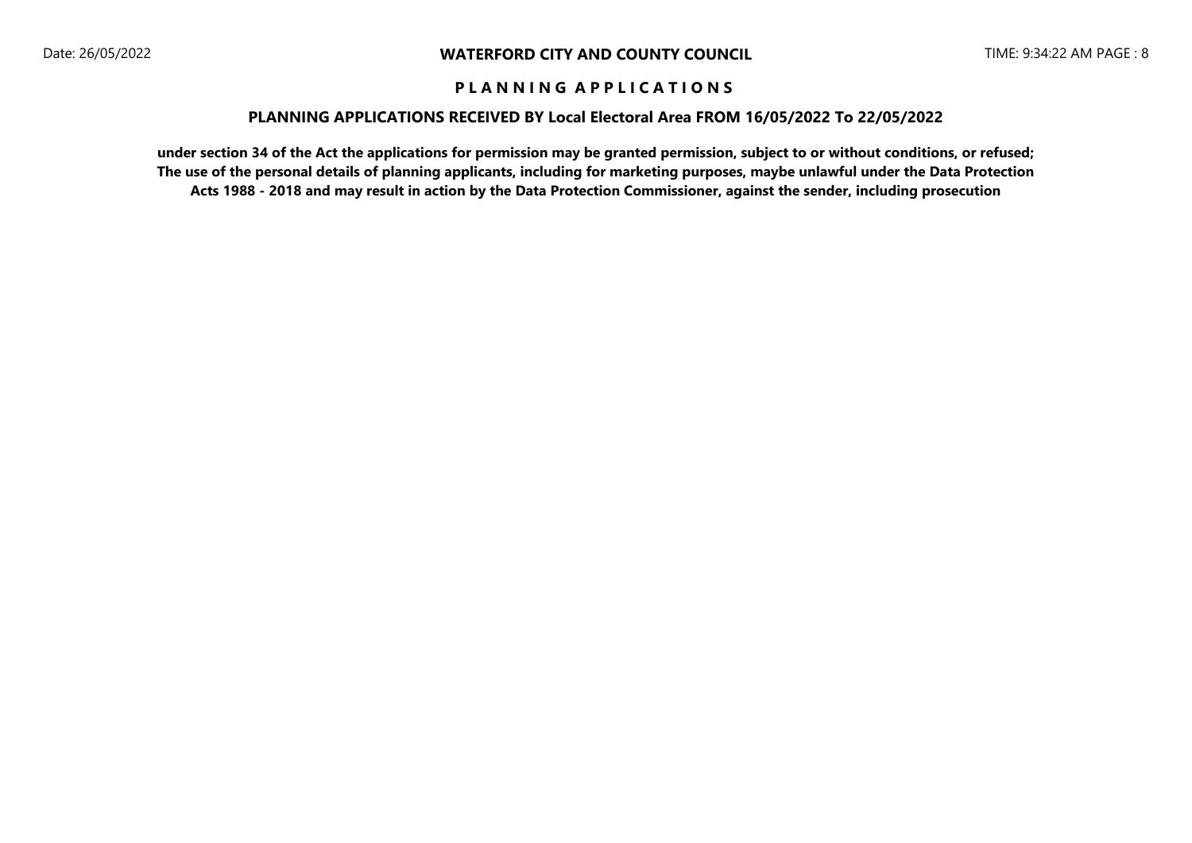**P L A N N I N G A P P L I C A T I O N S**

**PLANNING APPLICATIONS RECEIVED BY Local Electoral Area FROM 16/05/2022 To 22/05/2022**

**under section 34 of the Act the applications for permission may be granted permission, subject to or without conditions, or refused; The use of the personal details of planning applicants, including for marketing purposes, maybe unlawful under the Data Protection Acts 1988 - 2018 and may result in action by the Data Protection Commissioner, against the sender, including prosecution**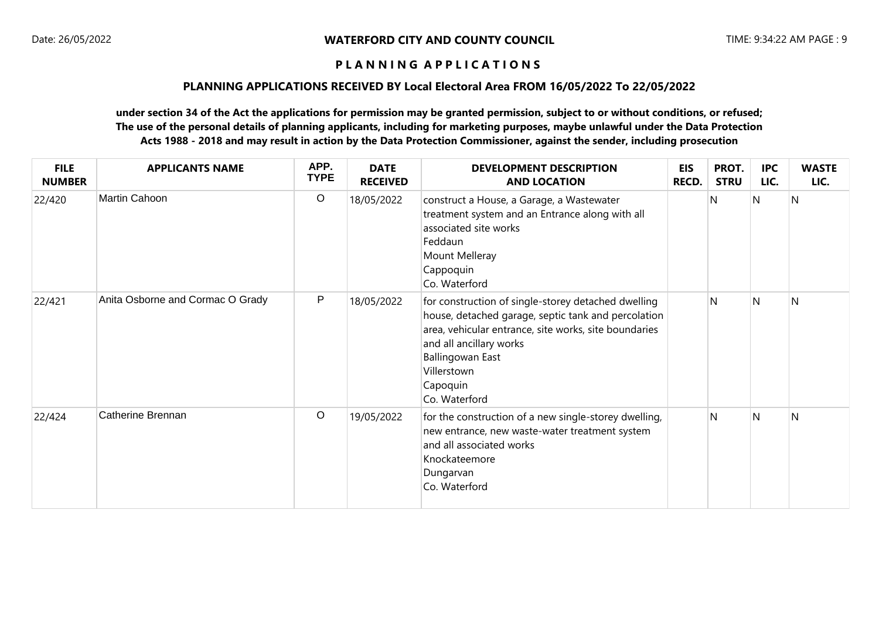**WATERFORD CITY AND COUNTY COUNCIL**

**P L A N N I N G   A P P L I C A T I O N S**

**PLANNING APPLICATIONS RECEIVED BY Local Electoral Area FROM 16/05/2022 To 22/05/2022**

**under section 34 of the Act the applications for permission may be granted permission, subject to or without conditions, or refused; The use of the personal details of planning applicants, including for marketing purposes, maybe unlawful under the Data Protection Acts 1988 - 2018 and may result in action by the Data Protection Commissioner, against the sender, including prosecution**

| FILE NUMBER | APPLICANTS NAME | APP. TYPE | DATE RECEIVED | DEVELOPMENT DESCRIPTION AND LOCATION | EIS RECD. | PROT. STRU | IPC LIC. | WASTE LIC. |
|---|---|---|---|---|---|---|---|---|
| 22/420 | Martin Cahoon | O | 18/05/2022 | construct a House, a Garage, a Wastewater treatment system and an Entrance along with all associated site works<br>Feddaun<br>Mount Melleray<br>Cappoquin<br>Co. Waterford | | N | N | N |
| 22/421 | Anita Osborne and Cormac O Grady | P | 18/05/2022 | for construction of single-storey detached dwelling house, detached garage, septic tank and percolation area, vehicular entrance, site works, site boundaries and all ancillary works<br>Ballingowan East<br>Villerstown<br>Capoquin<br>Co. Waterford | | N | N | N |
| 22/424 | Catherine Brennan | O | 19/05/2022 | for the construction of a new single-storey dwelling, new entrance, new waste-water treatment system and all associated works<br>Knockateemore<br>Dungarvan<br>Co. Waterford | | N | N | N |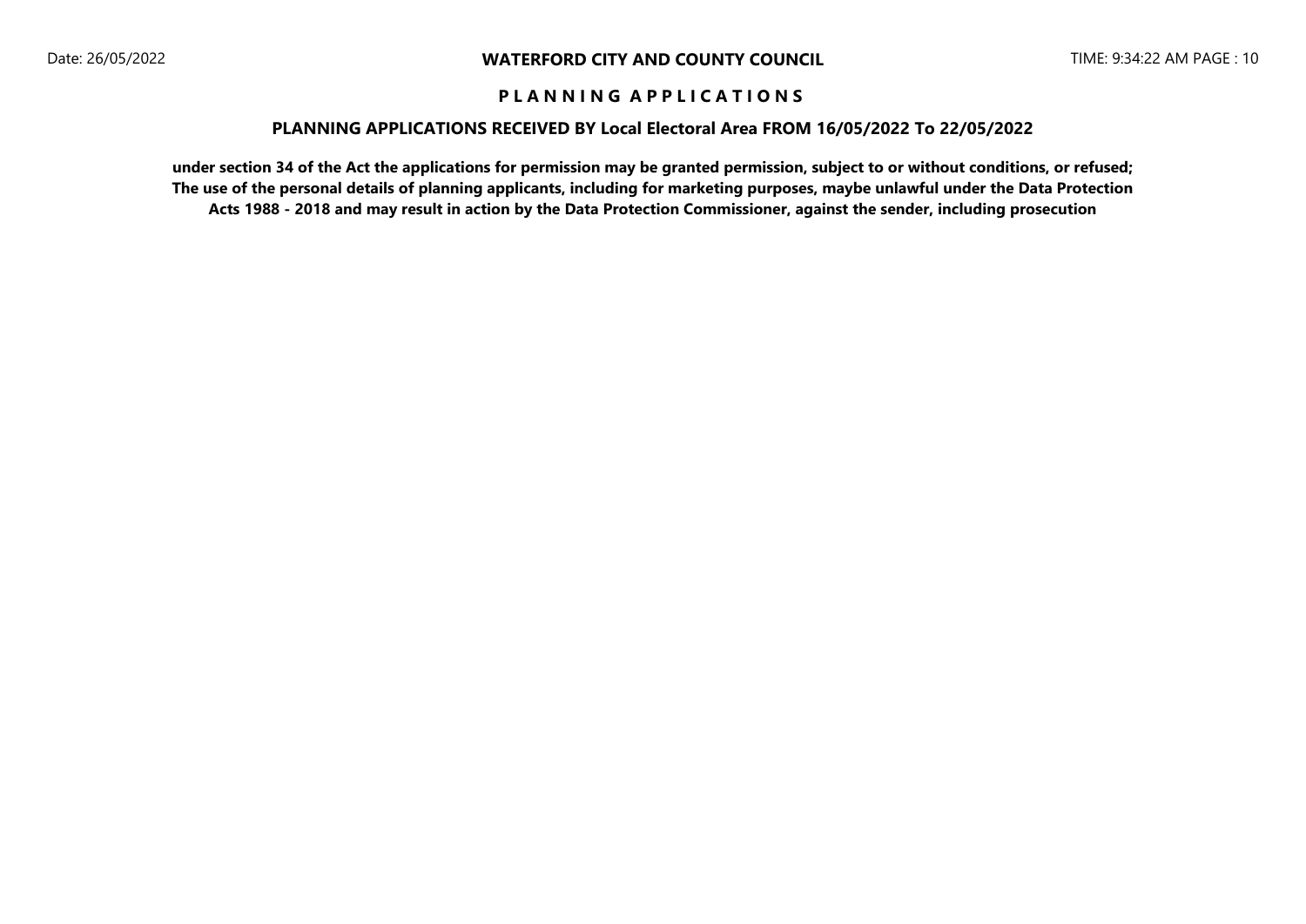**PLANNING APPLICATIONS RECEIVED BY Local Electoral Area FROM 16/05/2022 To 22/05/2022**

**under section 34 of the Act the applications for permission may be granted permission, subject to or without conditions, or refused; The use of the personal details of planning applicants, including for marketing purposes, maybe unlawful under the Data Protection Acts 1988 - 2018 and may result in action by the Data Protection Commissioner, against the sender, including prosecution**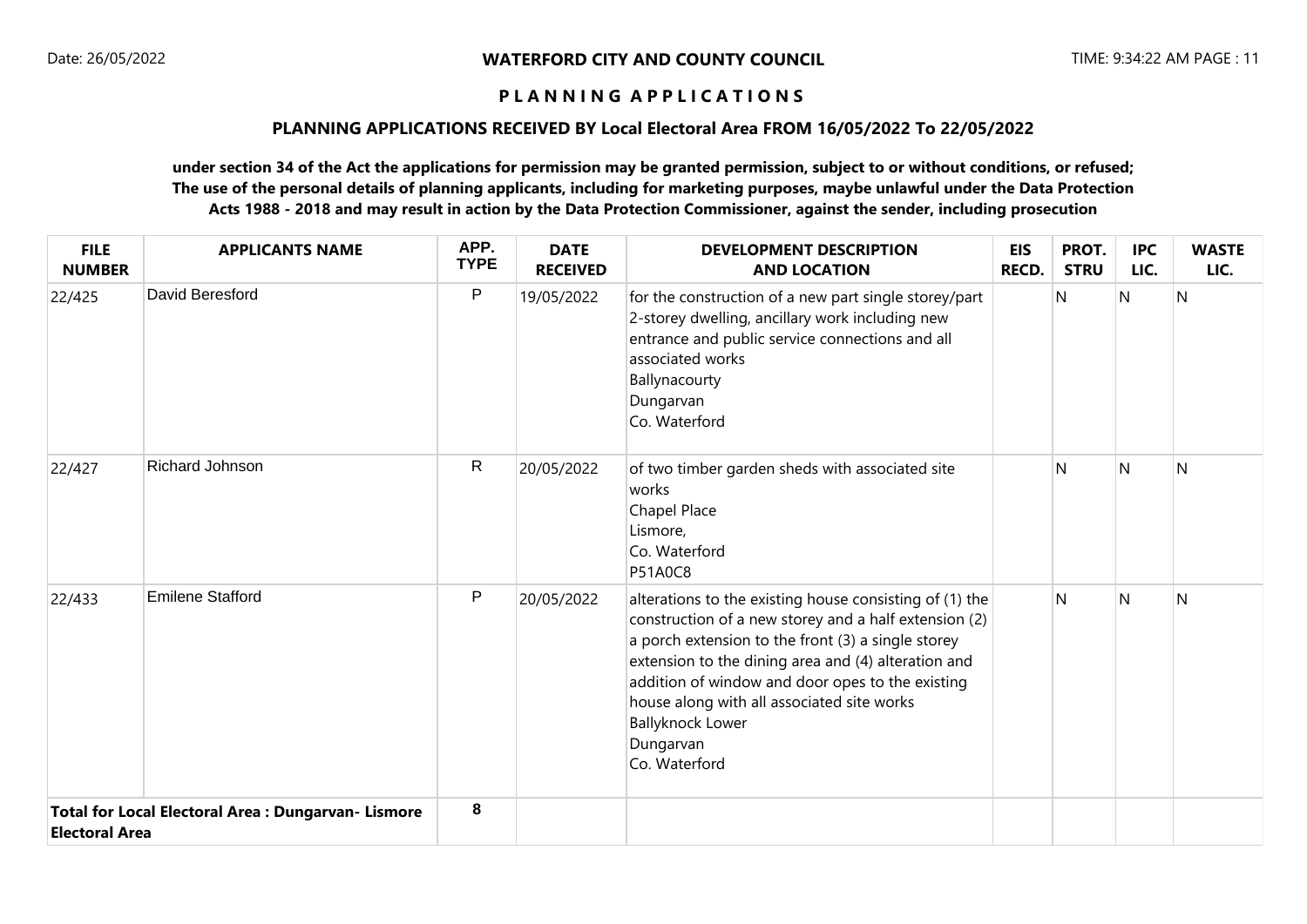**WATERFORD CITY AND COUNTY COUNCIL**

**P L A N N I N G   A P P L I C A T I O N S**

**PLANNING APPLICATIONS RECEIVED BY Local Electoral Area FROM 16/05/2022 To 22/05/2022**

**under section 34 of the Act the applications for permission may be granted permission, subject to or without conditions, or refused; The use of the personal details of planning applicants, including for marketing purposes, maybe unlawful under the Data Protection Acts 1988 - 2018 and may result in action by the Data Protection Commissioner, against the sender, including prosecution**

| FILE NUMBER | APPLICANTS NAME | APP. TYPE | DATE RECEIVED | DEVELOPMENT DESCRIPTION AND LOCATION | EIS RECD. | PROT. STRU | IPC LIC. | WASTE LIC. |
|---|---|---|---|---|---|---|---|---|
| 22/425 | David Beresford | P | 19/05/2022 | for the construction of a new part single storey/part 2-storey dwelling, ancillary work including new entrance and public service connections and all associated works<br>Ballynacourty<br>Dungarvan<br>Co. Waterford | | N | N | N |
| 22/427 | Richard Johnson | R | 20/05/2022 | of two timber garden sheds with associated site works<br>Chapel Place<br>Lismore,<br>Co. Waterford<br>P51A0C8 | | N | N | N |
| 22/433 | Emilene Stafford | P | 20/05/2022 | alterations to the existing house consisting of (1) the construction of a new storey and a half extension (2) a porch extension to the front (3) a single storey extension to the dining area and (4) alteration and addition of window and door opes to the existing house along with all associated site works<br>Ballyknock Lower<br>Dungarvan<br>Co. Waterford | | N | N | N |
| **Total for Local Electoral Area : Dungarvan- Lismore Electoral Area** | | **8** | | | | | | |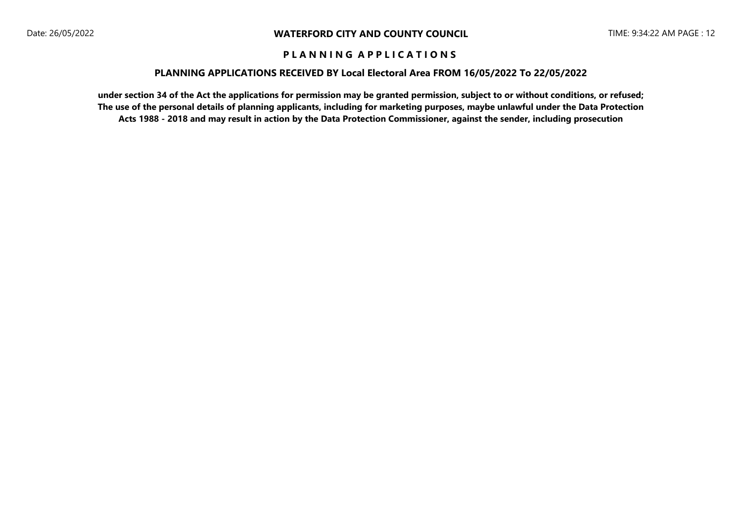**WATERFORD CITY AND COUNTY COUNCIL**

# P L A N N I N G   A P P L I C A T I O N S

## PLANNING APPLICATIONS RECEIVED BY Local Electoral Area FROM 16/05/2022 To 22/05/2022

**under section 34 of the Act the applications for permission may be granted permission, subject to or without conditions, or refused; The use of the personal details of planning applicants, including for marketing purposes, maybe unlawful under the Data Protection Acts 1988 - 2018 and may result in action by the Data Protection Commissioner, against the sender, including prosecution**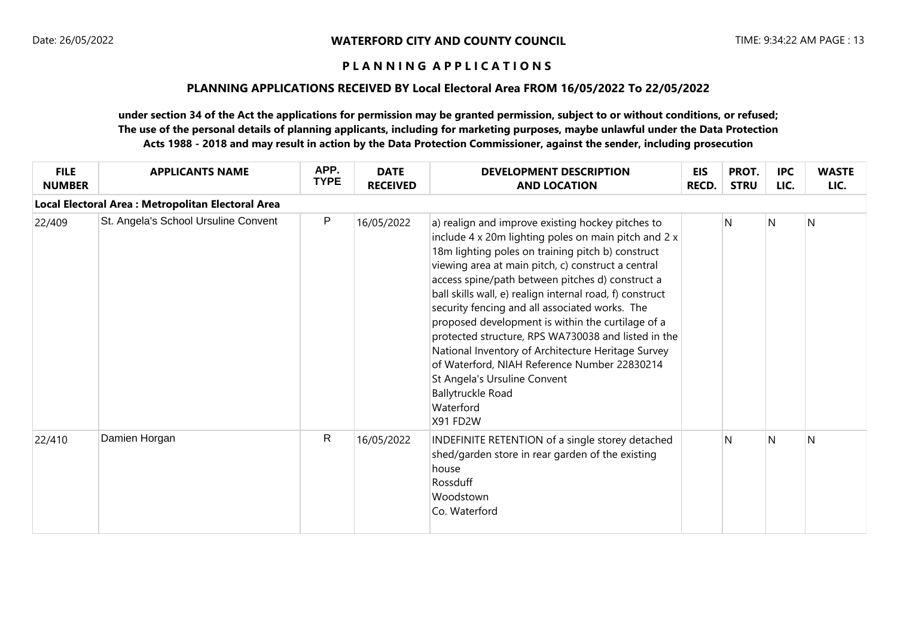**WATERFORD CITY AND COUNTY COUNCIL**

**P L A N N I N G A P P L I C A T I O N S**

**PLANNING APPLICATIONS RECEIVED BY Local Electoral Area FROM 16/05/2022 To 22/05/2022**

**under section 34 of the Act the applications for permission may be granted permission, subject to or without conditions, or refused; The use of the personal details of planning applicants, including for marketing purposes, maybe unlawful under the Data Protection Acts 1988 - 2018 and may result in action by the Data Protection Commissioner, against the sender, including prosecution**

| FILE NUMBER | APPLICANTS NAME | APP. TYPE | DATE RECEIVED | DEVELOPMENT DESCRIPTION AND LOCATION | EIS RECD. | PROT. STRU | IPC LIC. | WASTE LIC. |
|---|---|---|---|---|---|---|---|---|
| **Local Electoral Area : Metropolitan Electoral Area** | | | | | | | | |
| 22/409 | St. Angela's School Ursuline Convent | P | 16/05/2022 | a) realign and improve existing hockey pitches to include 4 x 20m lighting poles on main pitch and 2 x 18m lighting poles on training pitch b) construct viewing area at main pitch, c) construct a central access spine/path between pitches d) construct a ball skills wall, e) realign internal road, f) construct security fencing and all associated works. The proposed development is within the curtilage of a protected structure, RPS WA730038 and listed in the National Inventory of Architecture Heritage Survey of Waterford, NIAH Reference Number 22830214 St Angela's Ursuline Convent Ballytruckle Road Waterford X91 FD2W | | N | N | N |
| 22/410 | Damien Horgan | R | 16/05/2022 | INDEFINITE RETENTION of a single storey detached shed/garden store in rear garden of the existing house Rossduff Woodstown Co. Waterford | | N | N | N |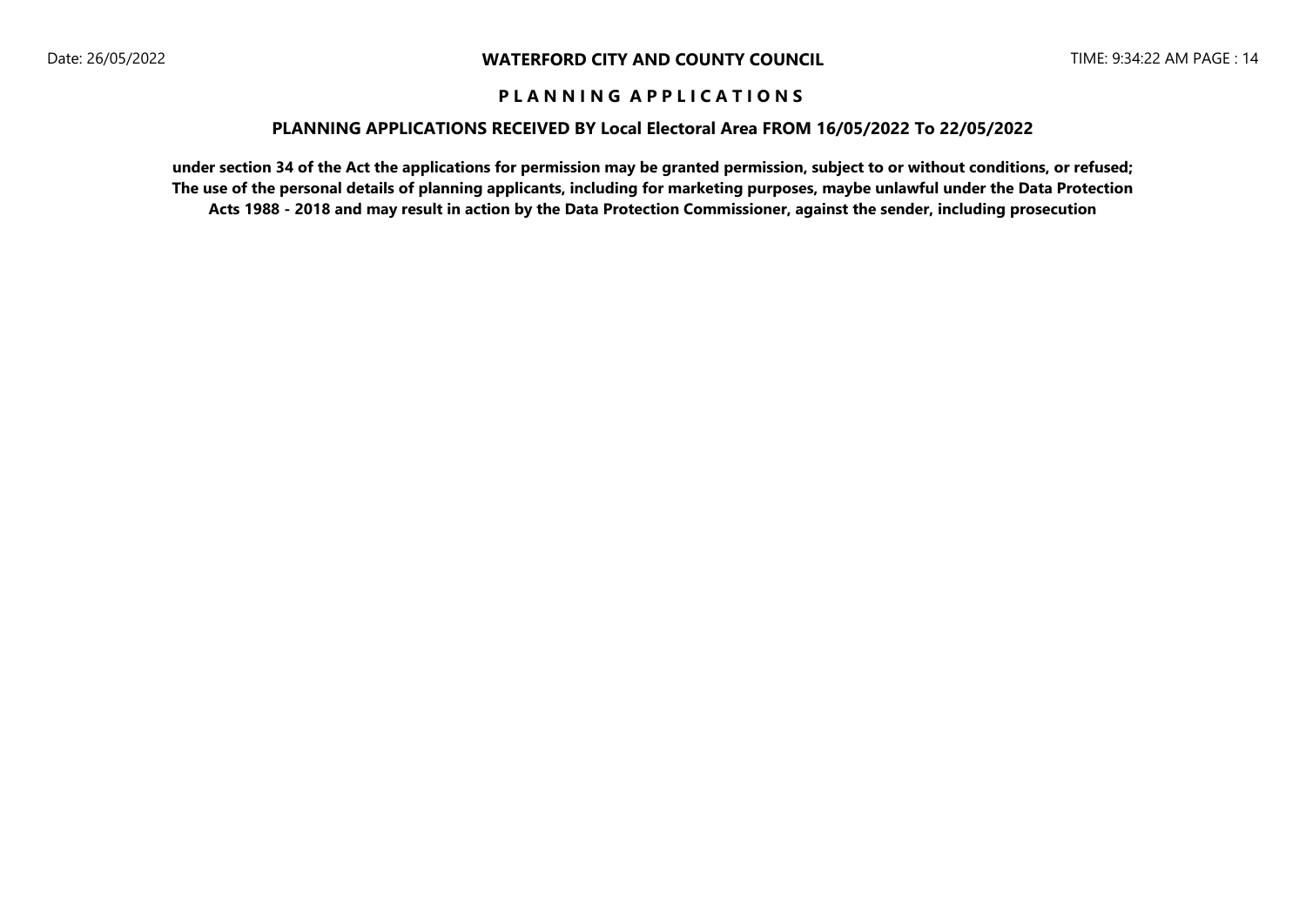**WATERFORD CITY AND COUNTY COUNCIL**

# P L A N N I N G   A P P L I C A T I O N S

## PLANNING APPLICATIONS RECEIVED BY Local Electoral Area FROM 16/05/2022 To 22/05/2022

**under section 34 of the Act the applications for permission may be granted permission, subject to or without conditions, or refused; The use of the personal details of planning applicants, including for marketing purposes, maybe unlawful under the Data Protection Acts 1988 - 2018 and may result in action by the Data Protection Commissioner, against the sender, including prosecution**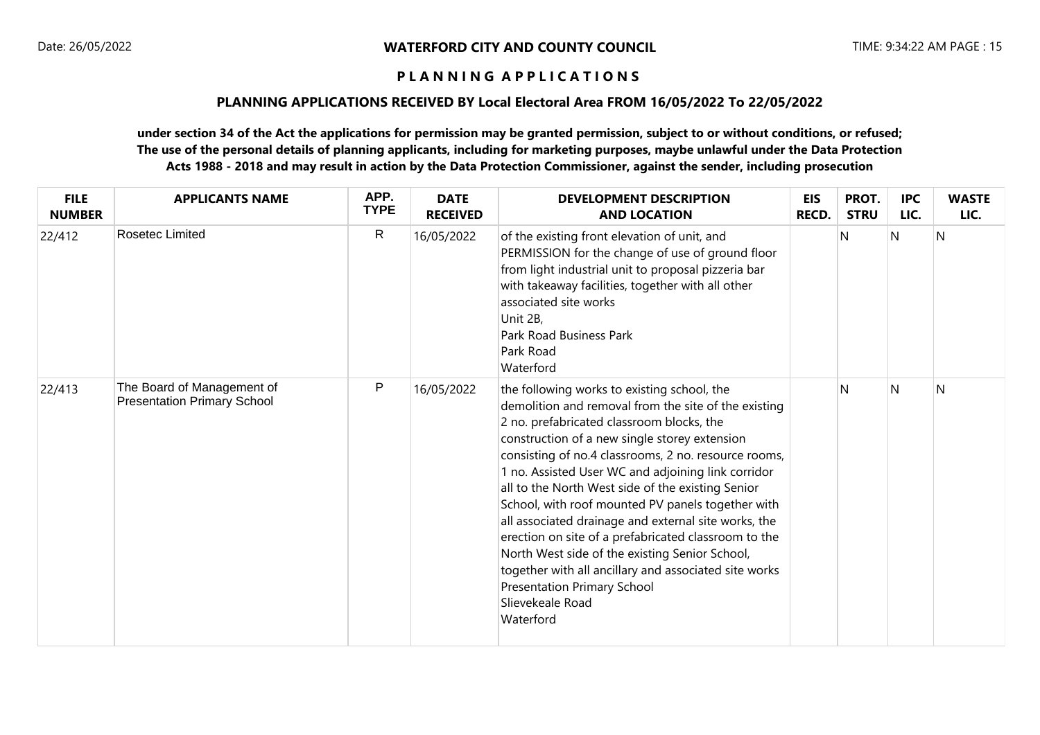**WATERFORD CITY AND COUNTY COUNCIL**

**P L A N N I N G   A P P L I C A T I O N S**

**PLANNING APPLICATIONS RECEIVED BY Local Electoral Area FROM 16/05/2022 To 22/05/2022**

**under section 34 of the Act the applications for permission may be granted permission, subject to or without conditions, or refused; The use of the personal details of planning applicants, including for marketing purposes, maybe unlawful under the Data Protection Acts 1988 - 2018 and may result in action by the Data Protection Commissioner, against the sender, including prosecution**

| FILE NUMBER | APPLICANTS NAME | APP. TYPE | DATE RECEIVED | DEVELOPMENT DESCRIPTION AND LOCATION | EIS RECD. | PROT. STRU | IPC LIC. | WASTE LIC. |
|---|---|---|---|---|---|---|---|---|
| 22/412 | Rosetec Limited | R | 16/05/2022 | of the existing front elevation of unit, and PERMISSION for the change of use of ground floor from light industrial unit to proposal pizzeria bar with takeaway facilities, together with all other associated site works<br>Unit 2B,<br>Park Road Business Park<br>Park Road<br>Waterford | | N | N | N |
| 22/413 | The Board of Management of Presentation Primary School | P | 16/05/2022 | the following works to existing school, the demolition and removal from the site of the existing 2 no. prefabricated classroom blocks, the construction of a new single storey extension consisting of no.4 classrooms, 2 no. resource rooms, 1 no. Assisted User WC and adjoining link corridor all to the North West side of the existing Senior School, with roof mounted PV panels together with all associated drainage and external site works, the erection on site of a prefabricated classroom to the North West side of the existing Senior School, together with all ancillary and associated site works<br>Presentation Primary School<br>Slievekeale Road<br>Waterford | | N | N | N |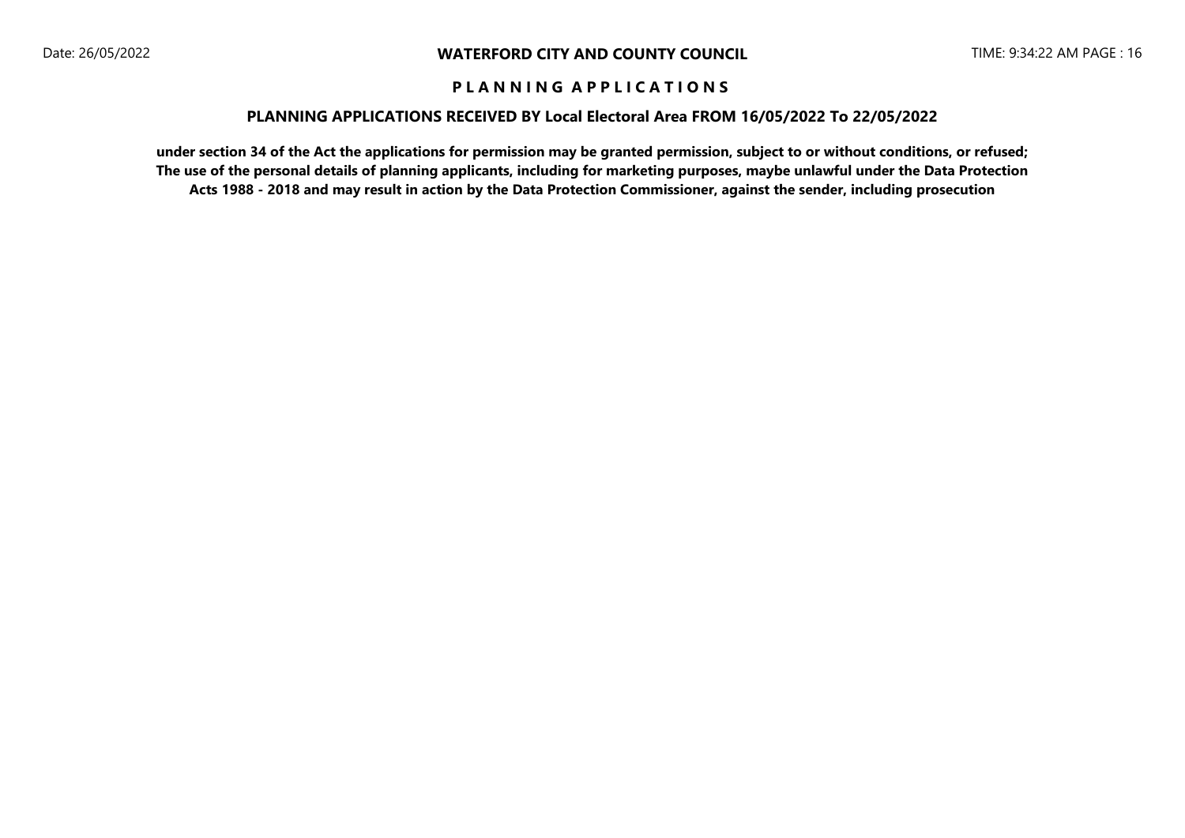# WATERFORD CITY AND COUNTY COUNCIL

## P L A N N I N G   A P P L I C A T I O N S

### PLANNING APPLICATIONS RECEIVED BY Local Electoral Area FROM 16/05/2022 To 22/05/2022

**under section 34 of the Act the applications for permission may be granted permission, subject to or without conditions, or refused; The use of the personal details of planning applicants, including for marketing purposes, maybe unlawful under the Data Protection Acts 1988 - 2018 and may result in action by the Data Protection Commissioner, against the sender, including prosecution**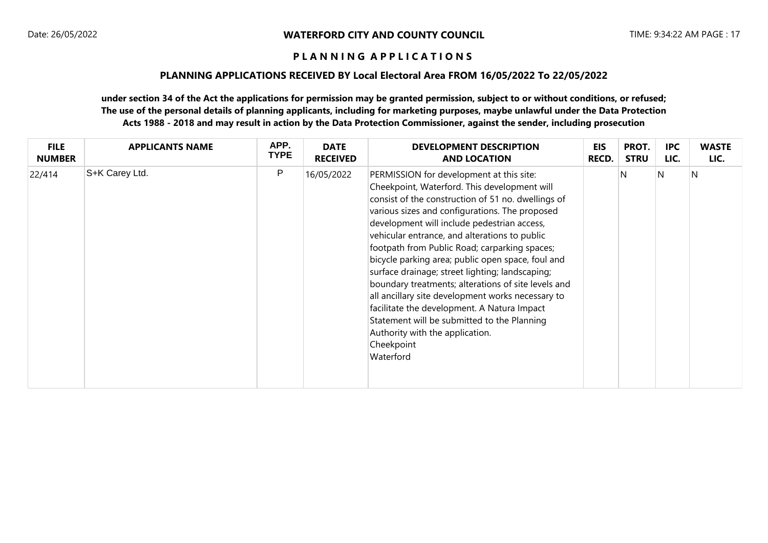**WATERFORD CITY AND COUNTY COUNCIL**

**P L A N N I N G   A P P L I C A T I O N S**

**PLANNING APPLICATIONS RECEIVED BY Local Electoral Area FROM 16/05/2022 To 22/05/2022**

**under section 34 of the Act the applications for permission may be granted permission, subject to or without conditions, or refused; The use of the personal details of planning applicants, including for marketing purposes, maybe unlawful under the Data Protection Acts 1988 - 2018 and may result in action by the Data Protection Commissioner, against the sender, including prosecution**

| FILE NUMBER | APPLICANTS NAME | APP. TYPE | DATE RECEIVED | DEVELOPMENT DESCRIPTION AND LOCATION | EIS RECD. | PROT. STRU | IPC LIC. | WASTE LIC. |
|---|---|---|---|---|---|---|---|---|
| 22/414 | S+K Carey Ltd. | P | 16/05/2022 | PERMISSION for development at this site: Cheekpoint, Waterford. This development will consist of the construction of 51 no. dwellings of various sizes and configurations. The proposed development will include pedestrian access, vehicular entrance, and alterations to public footpath from Public Road; carparking spaces; bicycle parking area; public open space, foul and surface drainage; street lighting; landscaping; boundary treatments; alterations of site levels and all ancillary site development works necessary to facilitate the development. A Natura Impact Statement will be submitted to the Planning Authority with the application. Cheekpoint Waterford | | N | N | N |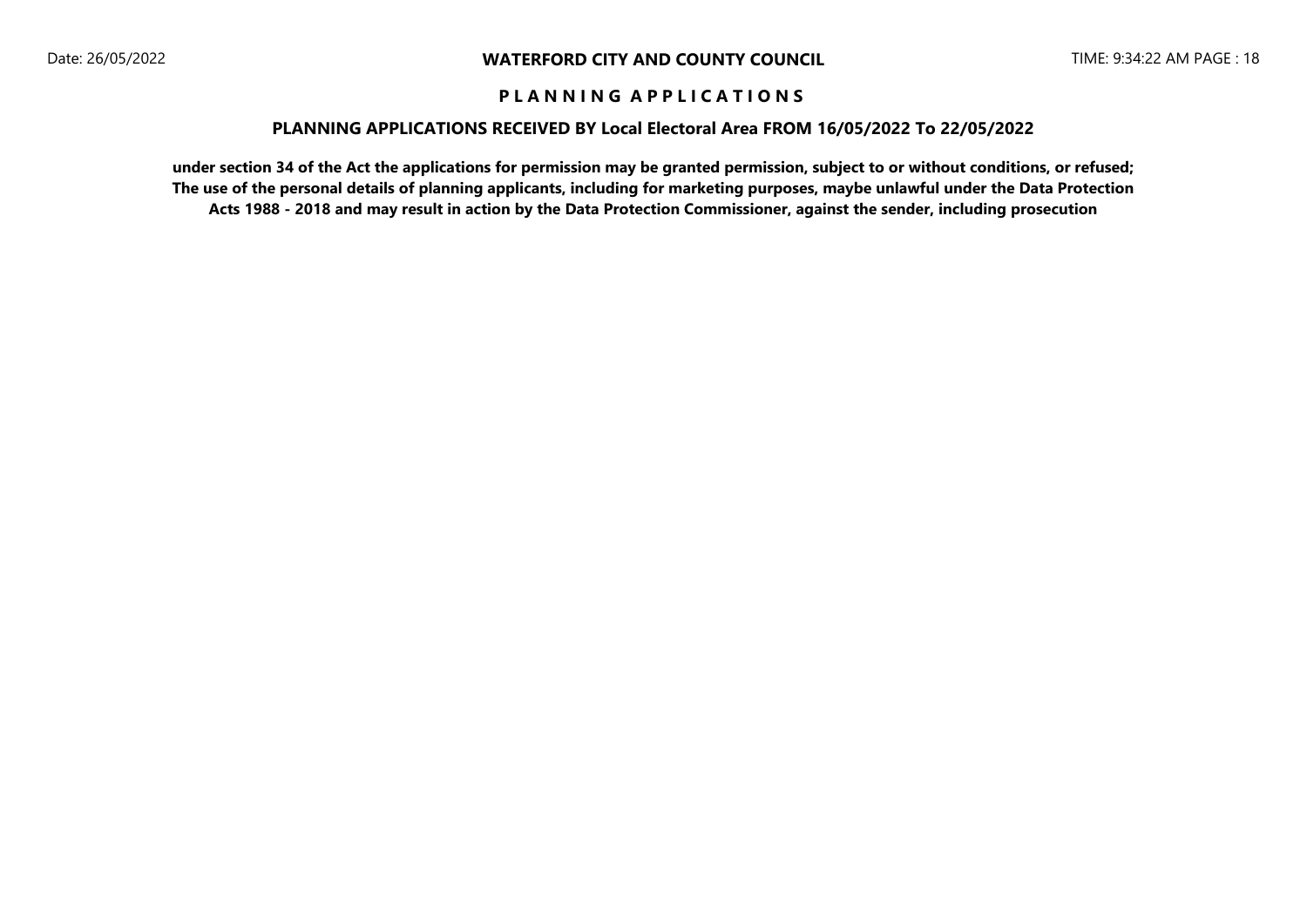## P L A N N I N G A P P L I C A T I O N S

### PLANNING APPLICATIONS RECEIVED BY Local Electoral Area FROM 16/05/2022 To 22/05/2022

**under section 34 of the Act the applications for permission may be granted permission, subject to or without conditions, or refused; The use of the personal details of planning applicants, including for marketing purposes, maybe unlawful under the Data Protection Acts 1988 - 2018 and may result in action by the Data Protection Commissioner, against the sender, including prosecution**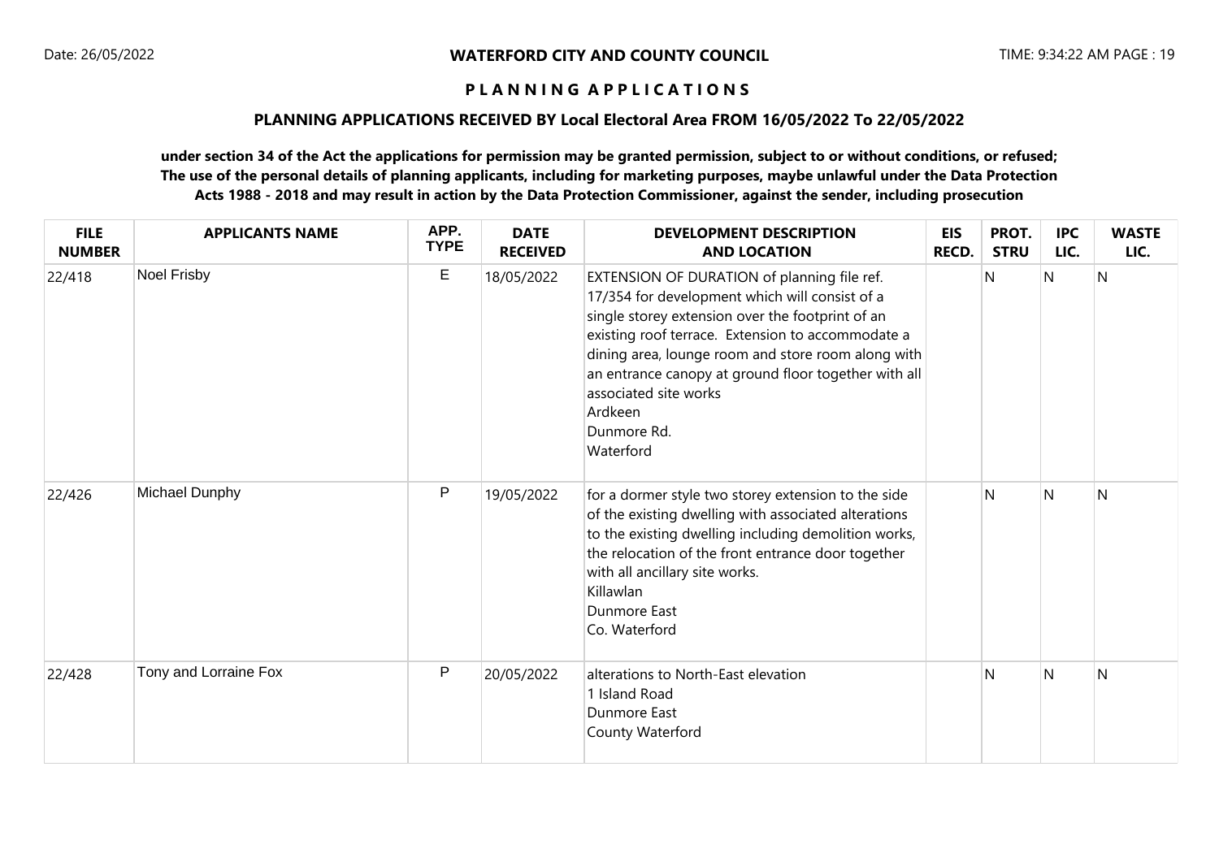**WATERFORD CITY AND COUNTY COUNCIL**

**P L A N N I N G   A P P L I C A T I O N S**

**PLANNING APPLICATIONS RECEIVED BY Local Electoral Area FROM 16/05/2022 To 22/05/2022**

**under section 34 of the Act the applications for permission may be granted permission, subject to or without conditions, or refused; The use of the personal details of planning applicants, including for marketing purposes, maybe unlawful under the Data Protection Acts 1988 - 2018 and may result in action by the Data Protection Commissioner, against the sender, including prosecution**

| FILE NUMBER | APPLICANTS NAME | APP. TYPE | DATE RECEIVED | DEVELOPMENT DESCRIPTION AND LOCATION | EIS RECD. | PROT. STRU | IPC LIC. | WASTE LIC. |
|---|---|---|---|---|---|---|---|---|
| 22/418 | Noel Frisby | E | 18/05/2022 | EXTENSION OF DURATION of planning file ref. 17/354 for development which will consist of a single storey extension over the footprint of an existing roof terrace. Extension to accommodate a dining area, lounge room and store room along with an entrance canopy at ground floor together with all associated site works<br>Ardkeen<br>Dunmore Rd.<br>Waterford | | N | N | N |
| 22/426 | Michael Dunphy | P | 19/05/2022 | for a dormer style two storey extension to the side of the existing dwelling with associated alterations to the existing dwelling including demolition works, the relocation of the front entrance door together with all ancillary site works.<br>Killawlan<br>Dunmore East<br>Co. Waterford | | N | N | N |
| 22/428 | Tony and Lorraine Fox | P | 20/05/2022 | alterations to North-East elevation<br>1 Island Road<br>Dunmore East<br>County Waterford | | N | N | N |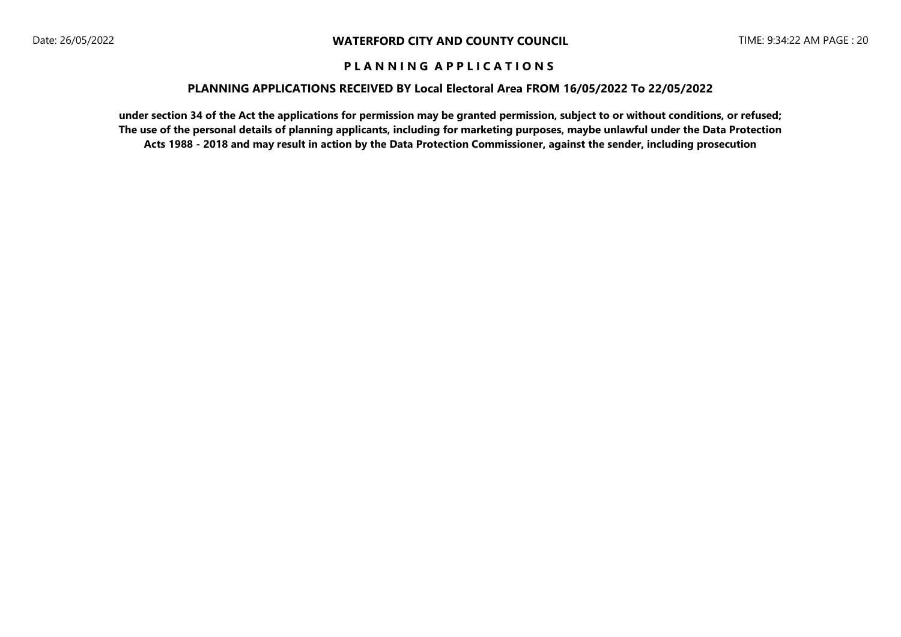# WATERFORD CITY AND COUNTY COUNCIL

## P L A N N I N G  A P P L I C A T I O N S

### PLANNING APPLICATIONS RECEIVED BY Local Electoral Area FROM 16/05/2022 To 22/05/2022

**under section 34 of the Act the applications for permission may be granted permission, subject to or without conditions, or refused; The use of the personal details of planning applicants, including for marketing purposes, maybe unlawful under the Data Protection Acts 1988 - 2018 and may result in action by the Data Protection Commissioner, against the sender, including prosecution**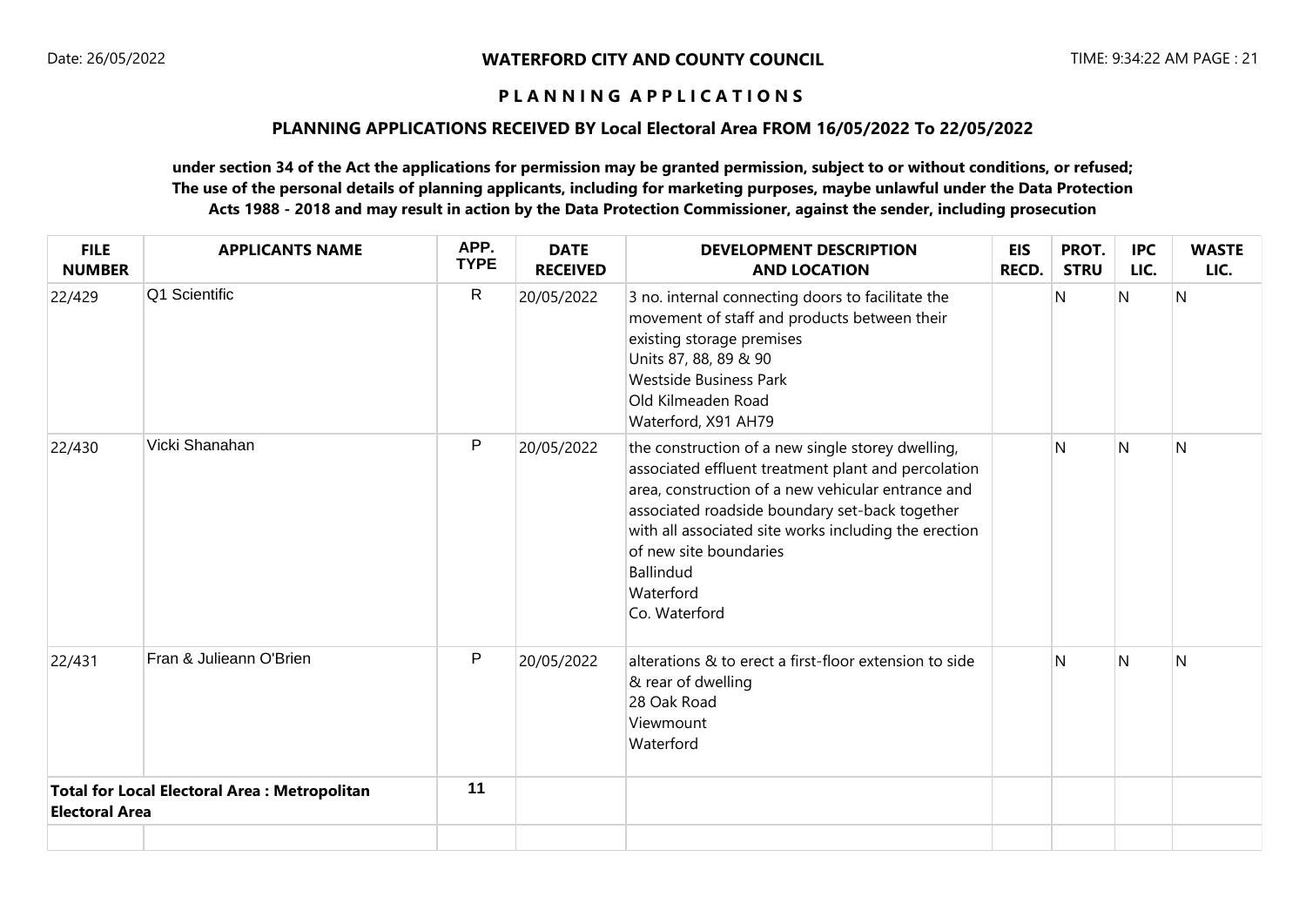**WATERFORD CITY AND COUNTY COUNCIL**

**P L A N N I N G   A P P L I C A T I O N S**

**PLANNING APPLICATIONS RECEIVED BY Local Electoral Area FROM 16/05/2022 To 22/05/2022**

**under section 34 of the Act the applications for permission may be granted permission, subject to or without conditions, or refused; The use of the personal details of planning applicants, including for marketing purposes, maybe unlawful under the Data Protection Acts 1988 - 2018 and may result in action by the Data Protection Commissioner, against the sender, including prosecution**

| FILE NUMBER | APPLICANTS NAME | APP. TYPE | DATE RECEIVED | DEVELOPMENT DESCRIPTION AND LOCATION | EIS RECD. | PROT. STRU | IPC LIC. | WASTE LIC. |
|---|---|---|---|---|---|---|---|---|
| 22/429 | Q1 Scientific | R | 20/05/2022 | 3 no. internal connecting doors to facilitate the movement of staff and products between their existing storage premises<br>Units 87, 88, 89 & 90<br>Westside Business Park<br>Old Kilmeaden Road<br>Waterford, X91 AH79 | | N | N | N |
| 22/430 | Vicki Shanahan | P | 20/05/2022 | the construction of a new single storey dwelling, associated effluent treatment plant and percolation area, construction of a new vehicular entrance and associated roadside boundary set-back together with all associated site works including the erection of new site boundaries<br>Ballindud<br>Waterford<br>Co. Waterford | | N | N | N |
| 22/431 | Fran & Julieann O'Brien | P | 20/05/2022 | alterations & to erect a first-floor extension to side & rear of dwelling<br>28 Oak Road<br>Viewmount<br>Waterford | | N | N | N |
| **Total for Local Electoral Area : Metropolitan Electoral Area** | | 11 | | | | | | |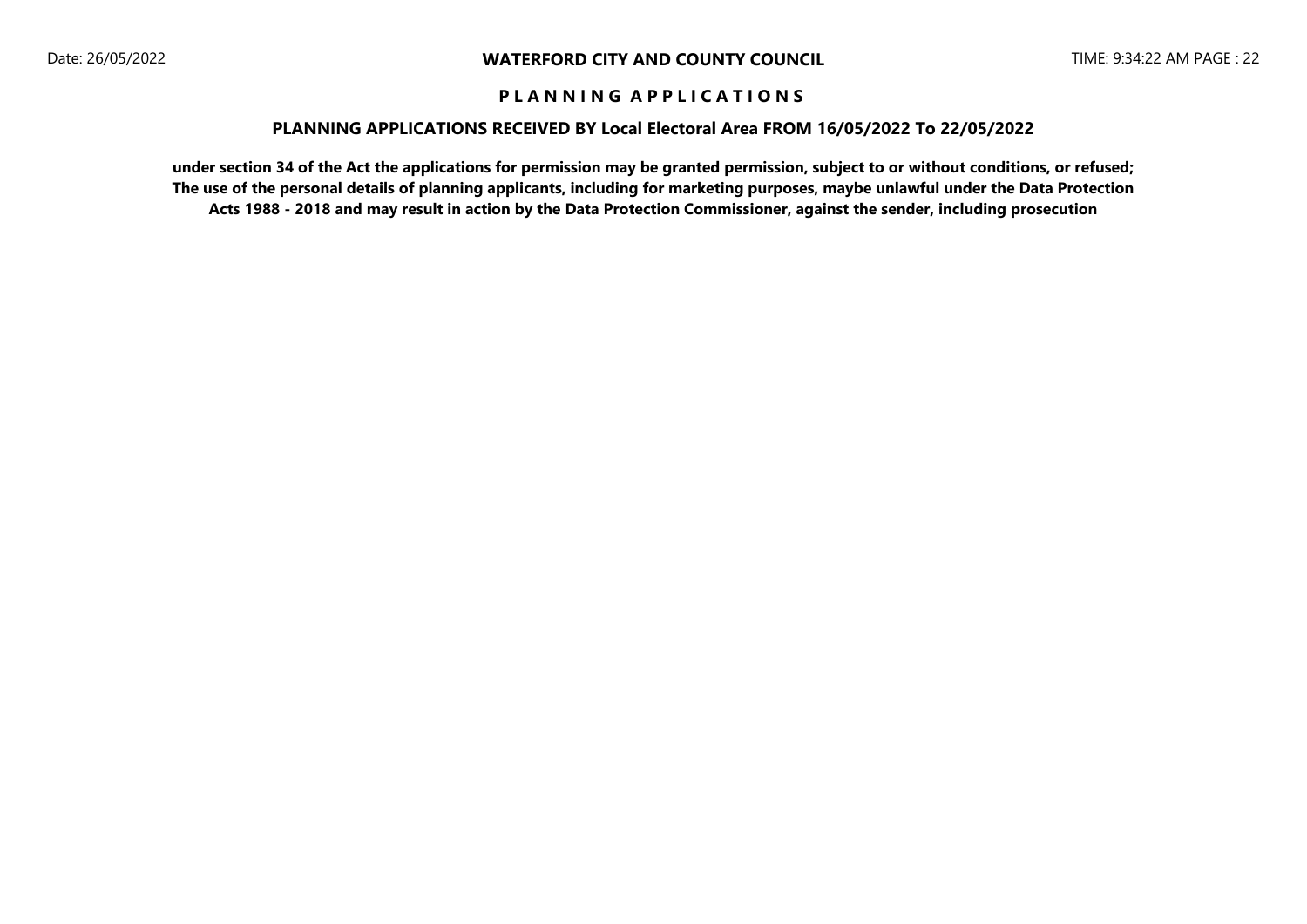**WATERFORD CITY AND COUNTY COUNCIL**

**P L A N N I N G   A P P L I C A T I O N S**

**PLANNING APPLICATIONS RECEIVED BY Local Electoral Area FROM 16/05/2022 To 22/05/2022**

**under section 34 of the Act the applications for permission may be granted permission, subject to or without conditions, or refused; The use of the personal details of planning applicants, including for marketing purposes, maybe unlawful under the Data Protection Acts 1988 - 2018 and may result in action by the Data Protection Commissioner, against the sender, including prosecution**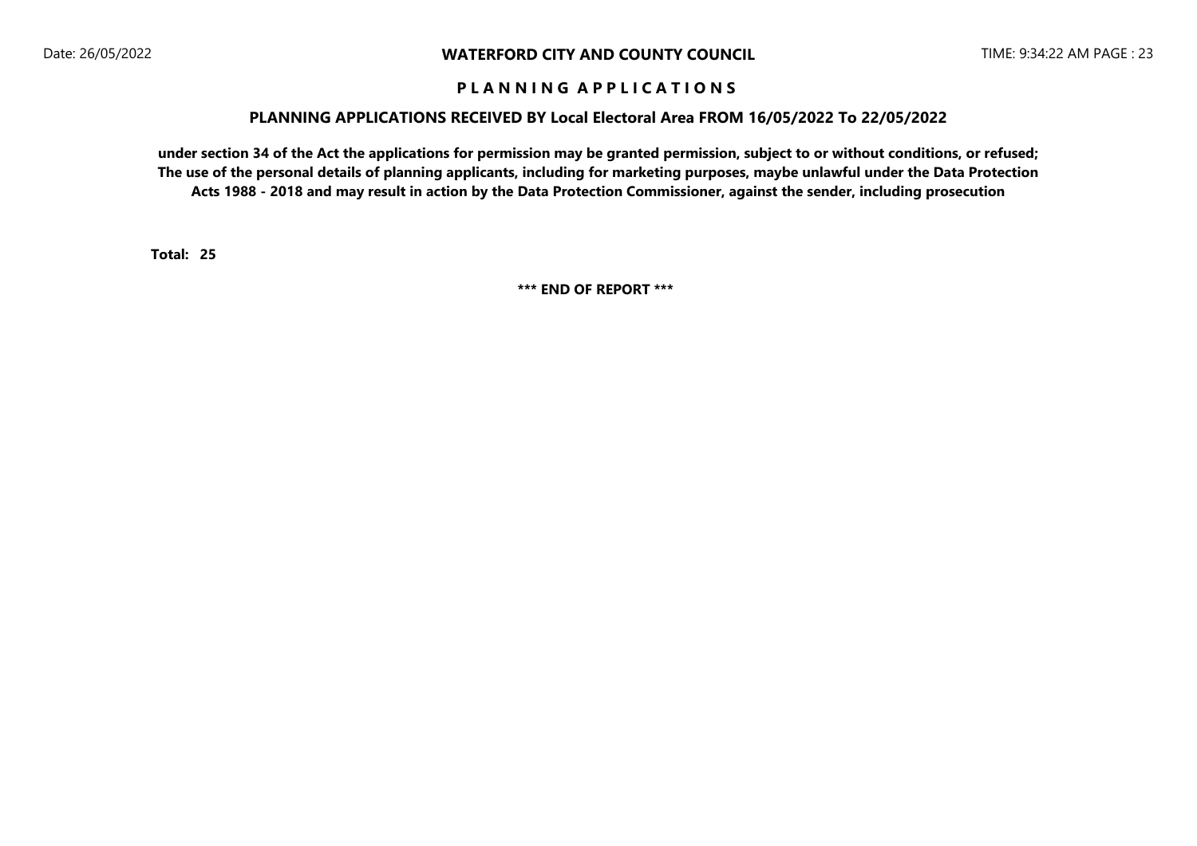**P L A N N I N G A P P L I C A T I O N S**

**PLANNING APPLICATIONS RECEIVED BY Local Electoral Area FROM 16/05/2022 To 22/05/2022**

**under section 34 of the Act the applications for permission may be granted permission, subject to or without conditions, or refused; The use of the personal details of planning applicants, including for marketing purposes, maybe unlawful under the Data Protection Acts 1988 - 2018 and may result in action by the Data Protection Commissioner, against the sender, including prosecution**

**Total: 25**

**\*\*\* END OF REPORT \*\*\***